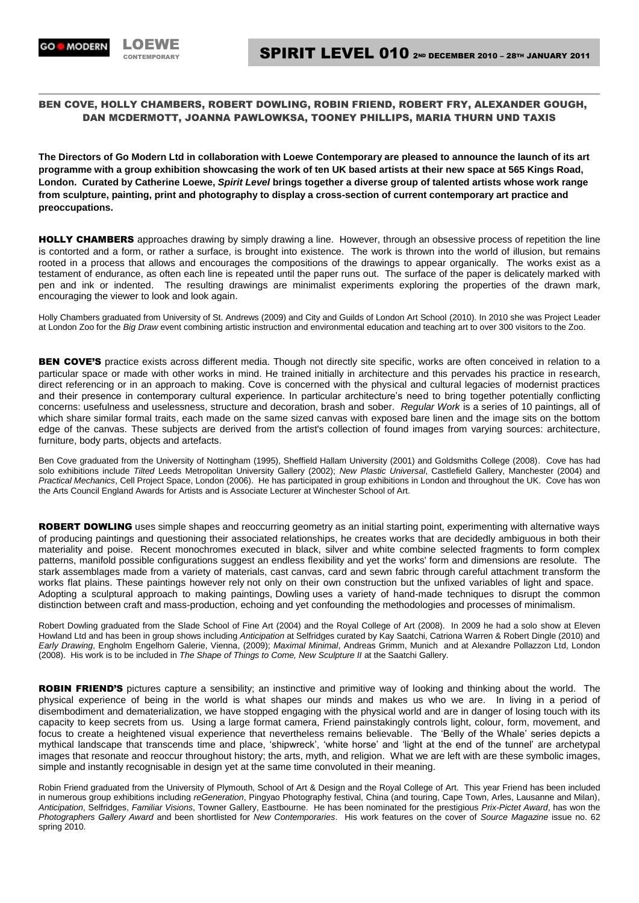GO MODERN LOEWE CONTEMPORARY

# SPIRIT LEVEL 010 2ND DECEMBER 2010 – 28TH JANUARY 2011

## BEN COVE, HOLLY CHAMBERS, ROBERT DOWLING, ROBIN FRIEND, ROBERT FRY, ALEXANDER GOUGH, DAN MCDERMOTT, JOANNA PAWLOWKSA, TOONEY PHILLIPS, MARIA THURN UND TAXIS

**The Directors of Go Modern Ltd in collaboration with Loewe Contemporary are pleased to announce the launch of its art programme with a group exhibition showcasing the work of ten UK based artists at their new space at 565 Kings Road, London. Curated by Catherine Loewe, *Spirit Level* brings together a diverse group of talented artists whose work range from sculpture, painting, print and photography to display a cross-section of current contemporary art practice and preoccupations.**

**HOLLY CHAMBERS** approaches drawing by simply drawing a line. However, through an obsessive process of repetition the line is contorted and a form, or rather a surface, is brought into existence. The work is thrown into the world of illusion, but remains rooted in a process that allows and encourages the compositions of the drawings to appear organically. The works exist as a testament of endurance, as often each line is repeated until the paper runs out. The surface of the paper is delicately marked with pen and ink or indented. The resulting drawings are minimalist experiments exploring the properties of the drawn mark, encouraging the viewer to look and look again.

Holly Chambers graduated from University of St. Andrews (2009) and City and Guilds of London Art School (2010). In 2010 she was Project Leader at London Zoo for the *Big Draw* event combining artistic instruction and environmental education and teaching art to over 300 visitors to the Zoo.

**BEN COVE'S** practice exists across different media. Though not directly site specific, works are often conceived in relation to a particular space or made with other works in mind. He trained initially in architecture and this pervades his practice in research, direct referencing or in an approach to making. Cove is concerned with the physical and cultural legacies of modernist practices and their presence in contemporary cultural experience. In particular architecture's need to bring together potentially conflicting concerns: usefulness and uselessness, structure and decoration, brash and sober. *Regular Work* is a series of 10 paintings, all of which share similar formal traits, each made on the same sized canvas with exposed bare linen and the image sits on the bottom edge of the canvas. These subjects are derived from the artist's collection of found images from varying sources: architecture, furniture, body parts, objects and artefacts.

Ben Cove graduated from the University of Nottingham (1995), Sheffield Hallam University (2001) and Goldsmiths College (2008). Cove has had solo exhibitions include *Tilted* Leeds Metropolitan University Gallery (2002); *New Plastic Universal*, Castlefield Gallery, Manchester (2004) and *Practical Mechanics*, Cell Project Space, London (2006). He has participated in group exhibitions in London and throughout the UK. Cove has won the Arts Council England Awards for Artists and is Associate Lecturer at Winchester School of Art.

**ROBERT DOWLING** uses simple shapes and reoccurring geometry as an initial starting point, experimenting with alternative ways of producing paintings and questioning their associated relationships, he creates works that are decidedly ambiguous in both their materiality and poise. Recent monochromes executed in black, silver and white combine selected fragments to form complex patterns, manifold possible configurations suggest an endless flexibility and yet the works' form and dimensions are resolute. The stark assemblages made from a variety of materials, cast canvas, card and sewn fabric through careful attachment transform the works flat plains. These paintings however rely not only on their own construction but the unfixed variables of light and space. Adopting a sculptural approach to making paintings, Dowling uses a variety of hand-made techniques to disrupt the common distinction between craft and mass-production, echoing and yet confounding the methodologies and processes of minimalism.

Robert Dowling graduated from the Slade School of Fine Art (2004) and the Royal College of Art (2008). In 2009 he had a solo show at Eleven Howland Ltd and has been in group shows including *Anticipation* at Selfridges curated by Kay Saatchi, Catriona Warren & Robert Dingle (2010) and *Early Drawing*, Engholm Engelhorn Galerie, Vienna, (2009); *Maximal Minimal*, Andreas Grimm, Munich and at Alexandre Pollazzon Ltd, London (2008). His work is to be included in *The Shape of Things to Come, New Sculpture II* at the Saatchi Gallery.

**ROBIN FRIEND'S** pictures capture a sensibility; an instinctive and primitive way of looking and thinking about the world. The physical experience of being in the world is what shapes our minds and makes us who we are. In living in a period of disembodiment and dematerialization, we have stopped engaging with the physical world and are in danger of losing touch with its capacity to keep secrets from us. Using a large format camera, Friend painstakingly controls light, colour, form, movement, and focus to create a heightened visual experience that nevertheless remains believable. The 'Belly of the Whale' series depicts a mythical landscape that transcends time and place, 'shipwreck', 'white horse' and 'light at the end of the tunnel' are archetypal images that resonate and reoccur throughout history; the arts, myth, and religion. What we are left with are these symbolic images, simple and instantly recognisable in design yet at the same time convoluted in their meaning.

Robin Friend graduated from the University of Plymouth, School of Art & Design and the Royal College of Art. This year Friend has been included in numerous group exhibitions including *reGeneration*, Pingyao Photography festival, China (and touring, Cape Town, Arles, Lausanne and Milan), *Anticipation*, Selfridges, *Familiar Visions*, Towner Gallery, Eastbourne. He has been nominated for the prestigious *Prix-Pictet Award*, has won the *Photographers Gallery Award* and been shortlisted for *New Contemporaries*. His work features on the cover of *Source Magazine* issue no. 62 spring 2010.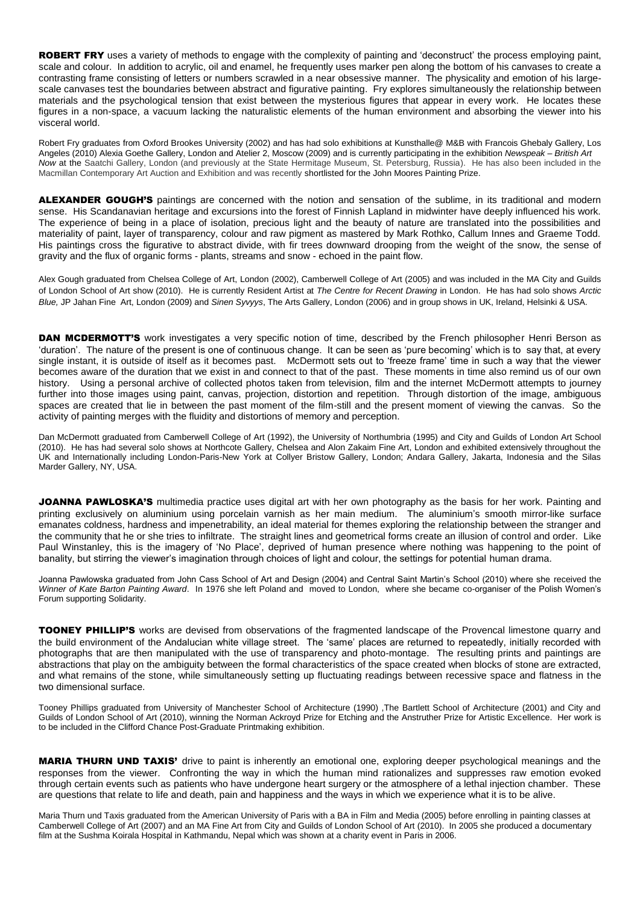**ROBERT FRY** uses a variety of methods to engage with the complexity of painting and 'deconstruct' the process employing paint, scale and colour. In addition to acrylic, oil and enamel, he frequently uses marker pen along the bottom of his canvases to create a contrasting frame consisting of letters or numbers scrawled in a near obsessive manner. The physicality and emotion of his large-scale canvases test the boundaries between abstract and figurative painting. Fry explores simultaneously the relationship between materials and the psychological tension that exist between the mysterious figures that appear in every work. He locates these figures in a non-space, a vacuum lacking the naturalistic elements of the human environment and absorbing the viewer into his visceral world.

Robert Fry graduates from Oxford Brookes University (2002) and has had solo exhibitions at Kunsthalle@ M&B with Francois Ghebaly Gallery, Los Angeles (2010) Alexia Goethe Gallery, London and Atelier 2, Moscow (2009) and is currently participating in the exhibition *Newspeak – British Art Now* at the Saatchi Gallery, London (and previously at the State Hermitage Museum, St. Petersburg, Russia). He has also been included in the Macmillan Contemporary Art Auction and Exhibition and was recently shortlisted for the John Moores Painting Prize.

**ALEXANDER GOUGH'S** paintings are concerned with the notion and sensation of the sublime, in its traditional and modern sense. His Scandanavian heritage and excursions into the forest of Finnish Lapland in midwinter have deeply influenced his work. The experience of being in a place of isolation, precious light and the beauty of nature are translated into the possibilities and materiality of paint, layer of transparency, colour and raw pigment as mastered by Mark Rothko, Callum Innes and Graeme Todd. His paintings cross the figurative to abstract divide, with fir trees downward drooping from the weight of the snow, the sense of gravity and the flux of organic forms - plants, streams and snow - echoed in the paint flow.

Alex Gough graduated from Chelsea College of Art, London (2002), Camberwell College of Art (2005) and was included in the MA City and Guilds of London School of Art show (2010). He is currently Resident Artist at *The Centre for Recent Drawing* in London. He has had solo shows *Arctic Blue,* JP Jahan Fine Art, London (2009) and *Sinen Syvyys*, The Arts Gallery, London (2006) and in group shows in UK, Ireland, Helsinki & USA.

**DAN MCDERMOTT'S** work investigates a very specific notion of time, described by the French philosopher Henri Berson as 'duration'. The nature of the present is one of continuous change. It can be seen as 'pure becoming' which is to say that, at every single instant, it is outside of itself as it becomes past. McDermott sets out to 'freeze frame' time in such a way that the viewer becomes aware of the duration that we exist in and connect to that of the past. These moments in time also remind us of our own history. Using a personal archive of collected photos taken from television, film and the internet McDermott attempts to journey further into those images using paint, canvas, projection, distortion and repetition. Through distortion of the image, ambiguous spaces are created that lie in between the past moment of the film-still and the present moment of viewing the canvas. So the activity of painting merges with the fluidity and distortions of memory and perception.

Dan McDermott graduated from Camberwell College of Art (1992), the University of Northumbria (1995) and City and Guilds of London Art School (2010). He has had several solo shows at Northcote Gallery, Chelsea and Alon Zakaim Fine Art, London and exhibited extensively throughout the UK and Internationally including London-Paris-New York at Collyer Bristow Gallery, London; Andara Gallery, Jakarta, Indonesia and the Silas Marder Gallery, NY, USA.

**JOANNA PAWLOSKA'S** multimedia practice uses digital art with her own photography as the basis for her work. Painting and printing exclusively on aluminium using porcelain varnish as her main medium. The aluminium's smooth mirror-like surface emanates coldness, hardness and impenetrability, an ideal material for themes exploring the relationship between the stranger and the community that he or she tries to infiltrate. The straight lines and geometrical forms create an illusion of control and order. Like Paul Winstanley, this is the imagery of 'No Place', deprived of human presence where nothing was happening to the point of banality, but stirring the viewer's imagination through choices of light and colour, the settings for potential human drama.

Joanna Pawlowska graduated from John Cass School of Art and Design (2004) and Central Saint Martin's School (2010) where she received the *Winner of Kate Barton Painting Award*. In 1976 she left Poland and moved to London, where she became co-organiser of the Polish Women's Forum supporting Solidarity.

**TOONEY PHILLIP'S** works are devised from observations of the fragmented landscape of the Provencal limestone quarry and the build environment of the Andalucian white village street. The 'same' places are returned to repeatedly, initially recorded with photographs that are then manipulated with the use of transparency and photo-montage. The resulting prints and paintings are abstractions that play on the ambiguity between the formal characteristics of the space created when blocks of stone are extracted, and what remains of the stone, while simultaneously setting up fluctuating readings between recessive space and flatness in the two dimensional surface.

Tooney Phillips graduated from University of Manchester School of Architecture (1990) ,The Bartlett School of Architecture (2001) and City and Guilds of London School of Art (2010), winning the Norman Ackroyd Prize for Etching and the Anstruther Prize for Artistic Excellence. Her work is to be included in the Clifford Chance Post-Graduate Printmaking exhibition.

**MARIA THURN UND TAXIS'** drive to paint is inherently an emotional one, exploring deeper psychological meanings and the responses from the viewer. Confronting the way in which the human mind rationalizes and suppresses raw emotion evoked through certain events such as patients who have undergone heart surgery or the atmosphere of a lethal injection chamber. These are questions that relate to life and death, pain and happiness and the ways in which we experience what it is to be alive.

Maria Thurn und Taxis graduated from the American University of Paris with a BA in Film and Media (2005) before enrolling in painting classes at Camberwell College of Art (2007) and an MA Fine Art from City and Guilds of London School of Art (2010). In 2005 she produced a documentary film at the Sushma Koirala Hospital in Kathmandu, Nepal which was shown at a charity event in Paris in 2006.